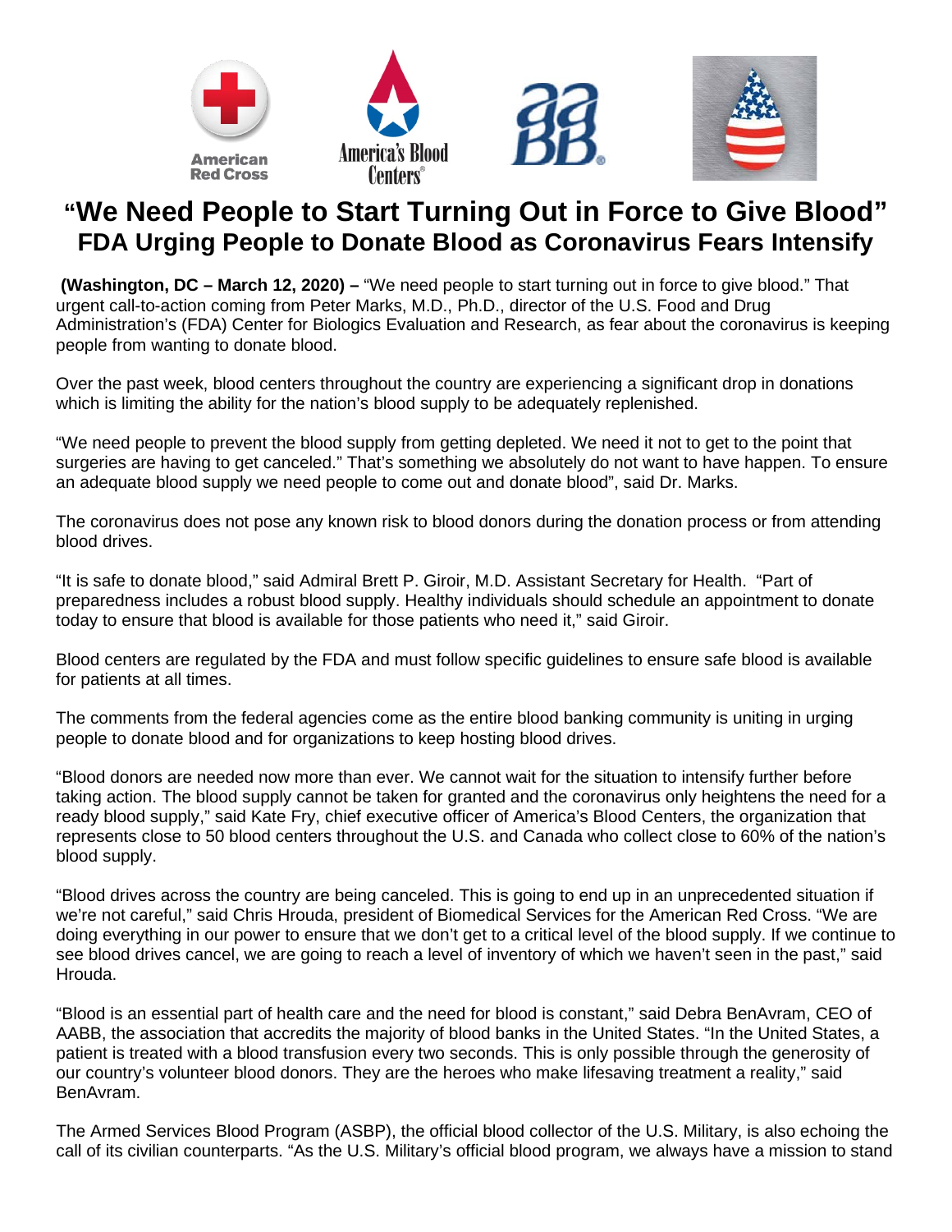# "We Need People to Start Turning Out in Force to Give Blood"

## FDA Urging People to Donate Blood as Coronavirus Fears Intensify

**(Washington, DC – March 12, 2020) –** "We need people to start turning out in force to give blood." That urgent call-to-action coming from Peter Marks, M.D., Ph.D., director of the U.S. Food and Drug Administration's (FDA) Center for Biologics Evaluation and Research, as fear about the coronavirus is keeping people from wanting to donate blood.

Over the past week, blood centers throughout the country are experiencing a significant drop in donations which is limiting the ability for the nation's blood supply to be adequately replenished.

"We need people to prevent the blood supply from getting depleted. We need it not to get to the point that surgeries are having to get canceled." That's something we absolutely do not want to have happen. To ensure an adequate blood supply we need people to come out and donate blood", said Dr. Marks.

The coronavirus does not pose any known risk to blood donors during the donation process or from attending blood drives.

"It is safe to donate blood," said Admiral Brett P. Giroir, M.D. Assistant Secretary for Health. "Part of preparedness includes a robust blood supply. Healthy individuals should schedule an appointment to donate today to ensure that blood is available for those patients who need it," said Giroir.

Blood centers are regulated by the FDA and must follow specific guidelines to ensure safe blood is available for patients at all times.

The comments from the federal agencies come as the entire blood banking community is uniting in urging people to donate blood and for organizations to keep hosting blood drives.

"Blood donors are needed now more than ever. We cannot wait for the situation to intensify further before taking action. The blood supply cannot be taken for granted and the coronavirus only heightens the need for a ready blood supply," said Kate Fry, chief executive officer of America's Blood Centers, the organization that represents close to 50 blood centers throughout the U.S. and Canada who collect close to 60% of the nation's blood supply.

"Blood drives across the country are being canceled. This is going to end up in an unprecedented situation if we're not careful," said Chris Hrouda, president of Biomedical Services for the American Red Cross. "We are doing everything in our power to ensure that we don't get to a critical level of the blood supply. If we continue to see blood drives cancel, we are going to reach a level of inventory of which we haven't seen in the past," said Hrouda.

"Blood is an essential part of health care and the need for blood is constant," said Debra BenAvram, CEO of AABB, the association that accredits the majority of blood banks in the United States. "In the United States, a patient is treated with a blood transfusion every two seconds. This is only possible through the generosity of our country's volunteer blood donors. They are the heroes who make lifesaving treatment a reality," said BenAvram.

The Armed Services Blood Program (ASBP), the official blood collector of the U.S. Military, is also echoing the call of its civilian counterparts. "As the U.S. Military's official blood program, we always have a mission to stand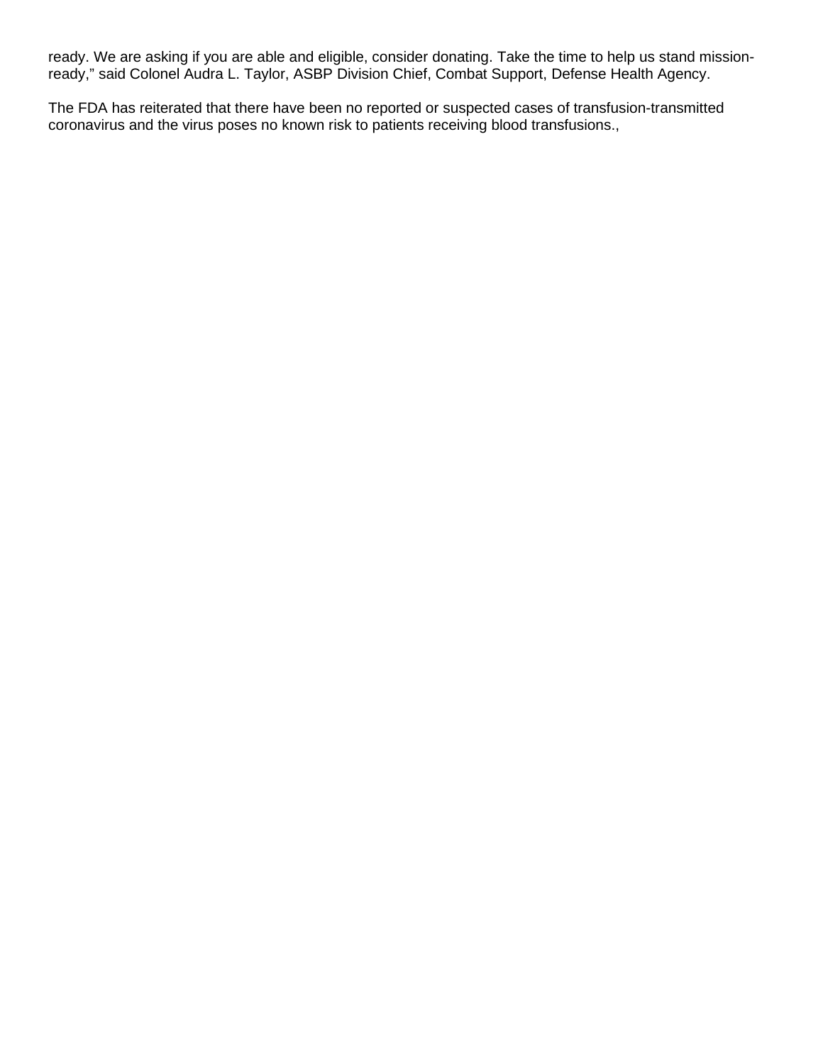ready. We are asking if you are able and eligible, consider donating. Take the time to help us stand mission-ready," said Colonel Audra L. Taylor, ASBP Division Chief, Combat Support, Defense Health Agency.

The FDA has reiterated that there have been no reported or suspected cases of transfusion-transmitted coronavirus and the virus poses no known risk to patients receiving blood transfusions.,